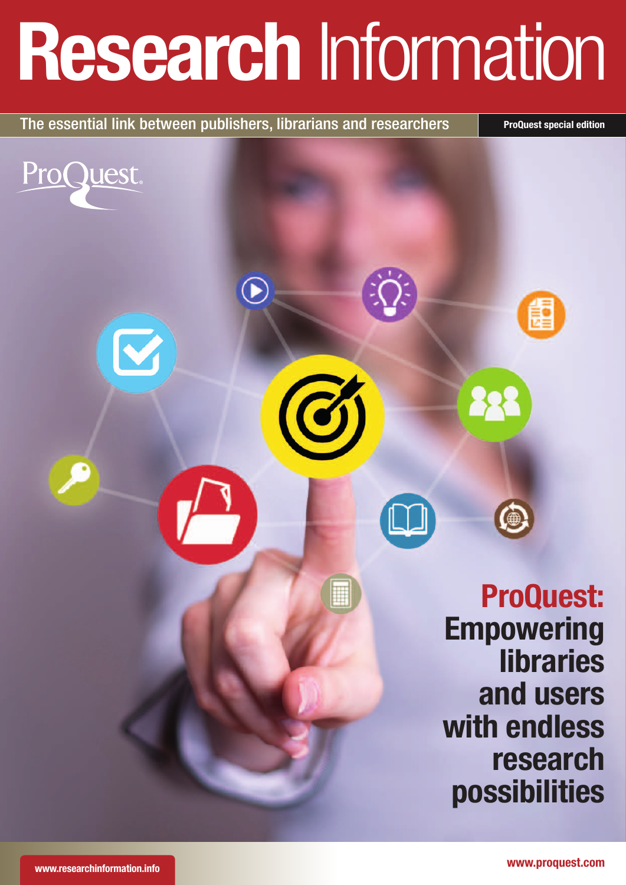# Research Information

The essential link between publishers, librarians and researchers

ProQuest special edition

ProQuest

## ProQuest: Empowering libraries and users with endless research possibilities

www.researchinformation.info

www.proquest.com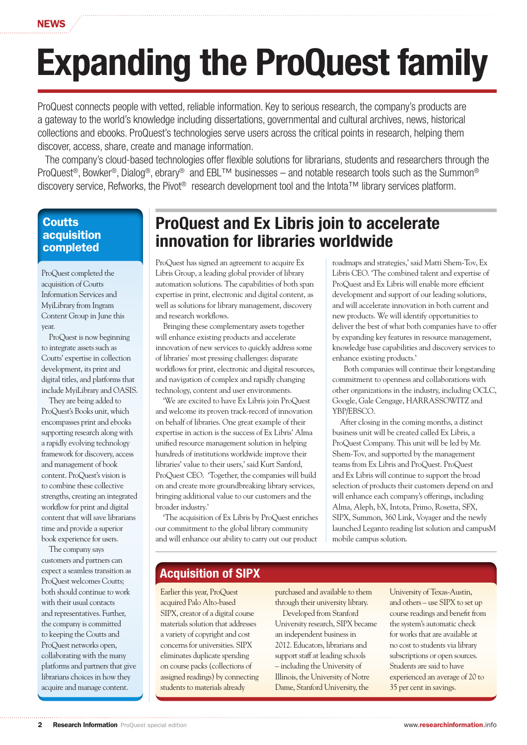NEWS

# Expanding the ProQuest family

ProQuest connects people with vetted, reliable information. Key to serious research, the company's products are a gateway to the world's knowledge including dissertations, governmental and cultural archives, news, historical collections and ebooks. ProQuest's technologies serve users across the critical points in research, helping them discover, access, share, create and manage information.

The company's cloud-based technologies offer flexible solutions for librarians, students and researchers through the ProQuest®, Bowker®, Dialog®, ebrary® and EBL™ businesses – and notable research tools such as the Summon® discovery service, Refworks, the Pivot® research development tool and the Intota™ library services platform.

## Coutts acquisition completed

ProQuest completed the acquisition of Coutts Information Services and MyiLibrary from Ingram Content Group in June this year.

ProQuest is now beginning to integrate assets such as Coutts' expertise in collection development, its print and digital titles, and platforms that include MyiLibrary and OASIS.

They are being added to ProQuest's Books unit, which encompasses print and ebooks supporting research along with a rapidly evolving technology framework for discovery, access and management of book content. ProQuest's vision is to combine these collective strengths, creating an integrated workflow for print and digital content that will save librarians time and provide a superior book experience for users.

The company says customers and partners can expect a seamless transition as ProQuest welcomes Coutts; both should continue to work with their usual contacts and representatives. Further, the company is committed to keeping the Coutts and ProQuest networks open, collaborating with the many platforms and partners that give librarians choices in how they acquire and manage content.

## ProQuest and Ex Libris join to accelerate innovation for libraries worldwide

ProQuest has signed an agreement to acquire Ex Libris Group, a leading global provider of library automation solutions. The capabilities of both span expertise in print, electronic and digital content, as well as solutions for library management, discovery and research workflows.

Bringing these complementary assets together will enhance existing products and accelerate innovation of new services to quickly address some of libraries' most pressing challenges: disparate workflows for print, electronic and digital resources, and navigation of complex and rapidly changing technology, content and user environments.

'We are excited to have Ex Libris join ProQuest and welcome its proven track-record of innovation on behalf of libraries. One great example of their expertise in action is the success of Ex Libris' Alma unified resource management solution in helping hundreds of institutions worldwide improve their libraries' value to their users,' said Kurt Sanford, ProQuest CEO. 'Together, the companies will build on and create more groundbreaking library services, bringing additional value to our customers and the broader industry.'

'The acquisition of Ex Libris by ProQuest enriches our commitment to the global library community and will enhance our ability to carry out our product roadmaps and strategies,' said Matti Shem-Tov, Ex Libris CEO. 'The combined talent and expertise of ProQuest and Ex Libris will enable more efficient development and support of our leading solutions, and will accelerate innovation in both current and new products. We will identify opportunities to deliver the best of what both companies have to offer by expanding key features in resource management, knowledge base capabilities and discovery services to enhance existing products.'

Both companies will continue their longstanding commitment to openness and collaborations with other organizations in the industry, including OCLC, Google, Gale Cengage, HARRASSOWITZ and YBP/EBSCO.

After closing in the coming months, a distinct business unit will be created called Ex Libris, a ProQuest Company. This unit will be led by Mr. Shem-Tov, and supported by the management teams from Ex Libris and ProQuest. ProQuest and Ex Libris will continue to support the broad selection of products their customers depend on and will enhance each company's offerings, including Alma, Aleph, bX, Intota, Primo, Rosetta, SFX, SIPX, Summon, 360 Link, Voyager and the newly launched Leganto reading list solution and campusM mobile campus solution.

## Acquisition of SIPX

Earlier this year, ProQuest acquired Palo Alto-based SIPX, creator of a digital course materials solution that addresses a variety of copyright and cost concerns for universities. SIPX eliminates duplicate spending on course packs (collections of assigned readings) by connecting students to materials already purchased and available to them through their university library.

Developed from Stanford University research, SIPX became an independent business in 2012. Educators, librarians and support staff at leading schools – including the University of Illinois, the University of Notre Dame, Stanford University, the University of Texas-Austin, and others – use SIPX to set up course readings and benefit from the system's automatic check for works that are available at no cost to students via library subscriptions or open sources. Students are said to have experienced an average of 20 to 35 per cent in savings.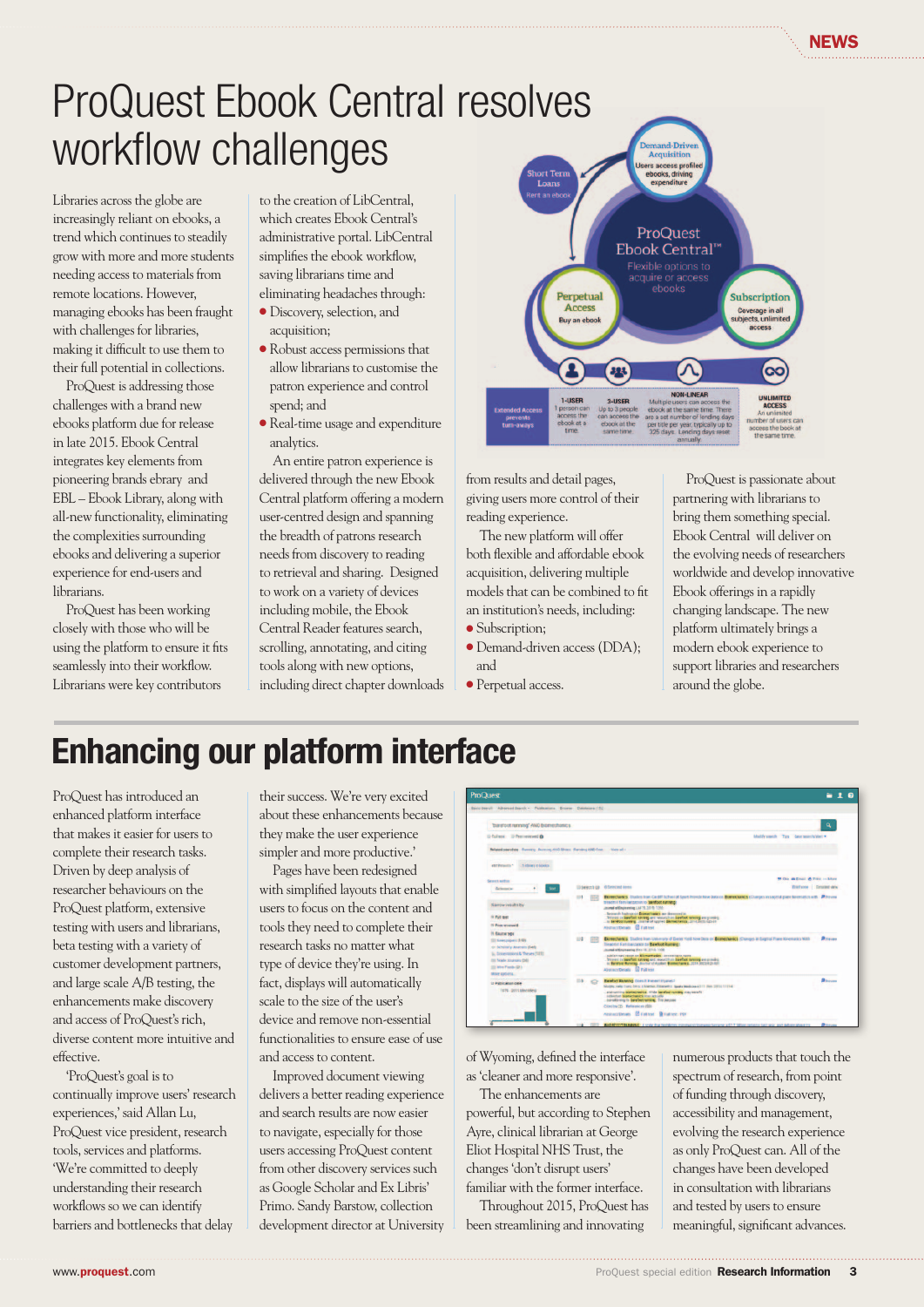# ProQuest Ebook Central resolves workflow challenges

Libraries across the globe are increasingly reliant on ebooks, a trend which continues to steadily grow with more and more students needing access to materials from remote locations. However, managing ebooks has been fraught with challenges for libraries, making it difficult to use them to their full potential in collections.

ProQuest is addressing those challenges with a brand new ebooks platform due for release in late 2015. Ebook Central integrates key elements from pioneering brands ebrary and EBL – Ebook Library, along with all-new functionality, eliminating the complexities surrounding ebooks and delivering a superior experience for end-users and librarians.

ProQuest has been working closely with those who will be using the platform to ensure it fits seamlessly into their workflow. Librarians were key contributors to the creation of LibCentral, which creates Ebook Central's administrative portal. LibCentral simplifies the ebook workflow, saving librarians time and eliminating headaches through:

- Discovery, selection, and acquisition;
- Robust access permissions that allow librarians to customise the patron experience and control spend; and
- Real-time usage and expenditure analytics.

An entire patron experience is delivered through the new Ebook Central platform offering a modern user-centred design and spanning the breadth of patrons research needs from discovery to reading to retrieval and sharing. Designed to work on a variety of devices including mobile, the Ebook Central Reader features search, scrolling, annotating, and citing tools along with new options, including direct chapter downloads from results and detail pages, giving users more control of their reading experience.

The new platform will offer both flexible and affordable ebook acquisition, delivering multiple models that can be combined to fit an institution's needs, including:

- Subscription;
- Demand-driven access (DDA); and
- Perpetual access.

ProQuest is passionate about partnering with librarians to bring them something special. Ebook Central will deliver on the evolving needs of researchers worldwide and develop innovative Ebook offerings in a rapidly changing landscape. The new platform ultimately brings a modern ebook experience to support libraries and researchers around the globe.

# Enhancing our platform interface

ProQuest has introduced an enhanced platform interface that makes it easier for users to complete their research tasks. Driven by deep analysis of researcher behaviours on the ProQuest platform, extensive testing with users and librarians, beta testing with a variety of customer development partners, and large scale A/B testing, the enhancements make discovery and access of ProQuest's rich, diverse content more intuitive and effective.

'ProQuest's goal is to continually improve users' research experiences,' said Allan Lu, ProQuest vice president, research tools, services and platforms. 'We're committed to deeply understanding their research workflows so we can identify barriers and bottlenecks that delay their success. We're very excited about these enhancements because they make the user experience simpler and more productive.'

Pages have been redesigned with simplified layouts that enable users to focus on the content and tools they need to complete their research tasks no matter what type of device they're using. In fact, displays will automatically scale to the size of the user's device and remove non-essential functionalities to ensure ease of use and access to content.

Improved document viewing delivers a better reading experience and search results are now easier to navigate, especially for those users accessing ProQuest content from other discovery services such as Google Scholar and Ex Libris' Primo. Sandy Barstow, collection development director at University of Wyoming, defined the interface as 'cleaner and more responsive'.

The enhancements are powerful, but according to Stephen Ayre, clinical librarian at George Eliot Hospital NHS Trust, the changes 'don't disrupt users' familiar with the former interface.

Throughout 2015, ProQuest has been streamlining and innovating numerous products that touch the spectrum of research, from point of funding through discovery, accessibility and management, evolving the research experience as only ProQuest can. All of the changes have been developed in consultation with librarians and tested by users to ensure meaningful, significant advances.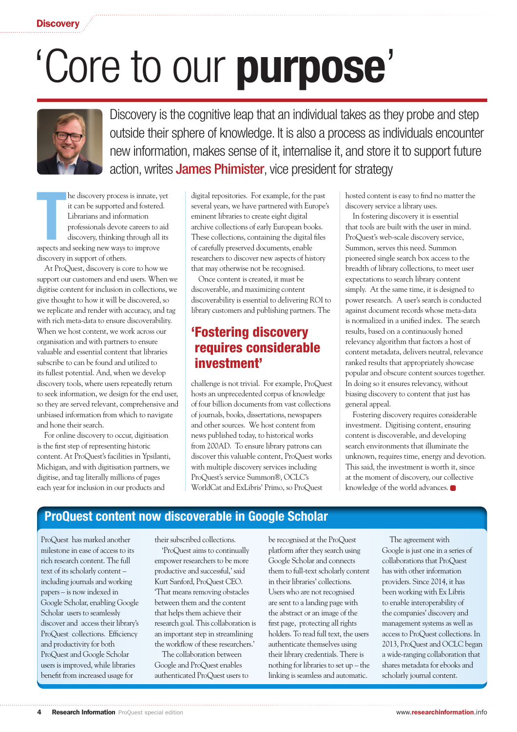# 'Core to our **purpose**'

Discovery is the cognitive leap that an individual takes as they probe and step outside their sphere of knowledge. It is also a process as individuals encounter new information, makes sense of it, internalise it, and store it to support future action, writes **James Phimister**, vice president for strategy

The discovery process is innate, yet it can be supported and fostered. Librarians and information professionals devote careers to aid discovery, thinking through all its aspects and seeking new ways to improve discovery in support of others.

At ProQuest, discovery is core to how we support our customers and end users. When we digitise content for inclusion in collections, we give thought to how it will be discovered, so we replicate and render with accuracy, and tag with rich meta-data to ensure discoverability. When we host content, we work across our organisation and with partners to ensure valuable and essential content that libraries subscribe to can be found and utilized to its fullest potential. And, when we develop discovery tools, where users repeatedly return to seek information, we design for the end user, so they are served relevant, comprehensive and unbiased information from which to navigate and hone their search.

For online discovery to occur, digitisation is the first step of representing historic content. At ProQuest's facilities in Ypsilanti, Michigan, and with digitisation partners, we digitise, and tag literally millions of pages each year for inclusion in our products and digital repositories. For example, for the past several years, we have partnered with Europe's eminent libraries to create eight digital archive collections of early European books. These collections, containing the digital files of carefully preserved documents, enable researchers to discover new aspects of history that may otherwise not be recognised.

Once content is created, it must be discoverable, and maximizing content discoverability is essential to delivering ROI to library customers and publishing partners. The challenge is not trivial. For example, ProQuest hosts an unprecedented corpus of knowledge of four billion documents from vast collections of journals, books, dissertations, newspapers and other sources. We host content from news published today, to historical works from 200AD. To ensure library patrons can discover this valuable content, ProQuest works with multiple discovery services including ProQuest's service Summon®, OCLC's WorldCat and ExLibris' Primo, so ProQuest hosted content is easy to find no matter the discovery service a library uses.

> **'Fostering discovery requires considerable investment'**

In fostering discovery it is essential that tools are built with the user in mind. ProQuest's web-scale discovery service, Summon, serves this need. Summon pioneered single search box access to the breadth of library collections, to meet user expectations to search library content simply. At the same time, it is designed to power research. A user's search is conducted against document records whose meta-data is normalized in a unified index. The search results, based on a continuously honed relevancy algorithm that factors a host of content metadata, delivers neutral, relevance ranked results that appropriately showcase popular and obscure content sources together. In doing so it ensures relevancy, without biasing discovery to content that just has general appeal.

Fostering discovery requires considerable investment. Digitising content, ensuring content is discoverable, and developing search environments that illuminate the unknown, requires time, energy and devotion. This said, the investment is worth it, since at the moment of discovery, our collective knowledge of the world advances.

## ProQuest content now discoverable in Google Scholar

ProQuest has marked another milestone in ease of access to its rich research content. The full text of its scholarly content – including journals and working papers – is now indexed in Google Scholar, enabling Google Scholar users to seamlessly discover and access their library's ProQuest collections. Efficiency and productivity for both ProQuest and Google Scholar users is improved, while libraries benefit from increased usage for their subscribed collections.

'ProQuest aims to continually empower researchers to be more productive and successful,' said Kurt Sanford, ProQuest CEO. 'That means removing obstacles between them and the content that helps them achieve their research goal. This collaboration is an important step in streamlining the workflow of these researchers.'

The collaboration between Google and ProQuest enables authenticated ProQuest users to be recognised at the ProQuest platform after they search using Google Scholar and connects them to full-text scholarly content in their libraries' collections. Users who are not recognised are sent to a landing page with the abstract or an image of the first page, protecting all rights holders. To read full text, the users authenticate themselves using their library credentials. There is nothing for libraries to set up – the linking is seamless and automatic.

The agreement with Google is just one in a series of collaborations that ProQuest has with other information providers. Since 2014, it has been working with Ex Libris to enable interoperability of the companies' discovery and management systems as well as access to ProQuest collections. In 2013, ProQuest and OCLC began a wide-ranging collaboration that shares metadata for ebooks and scholarly journal content.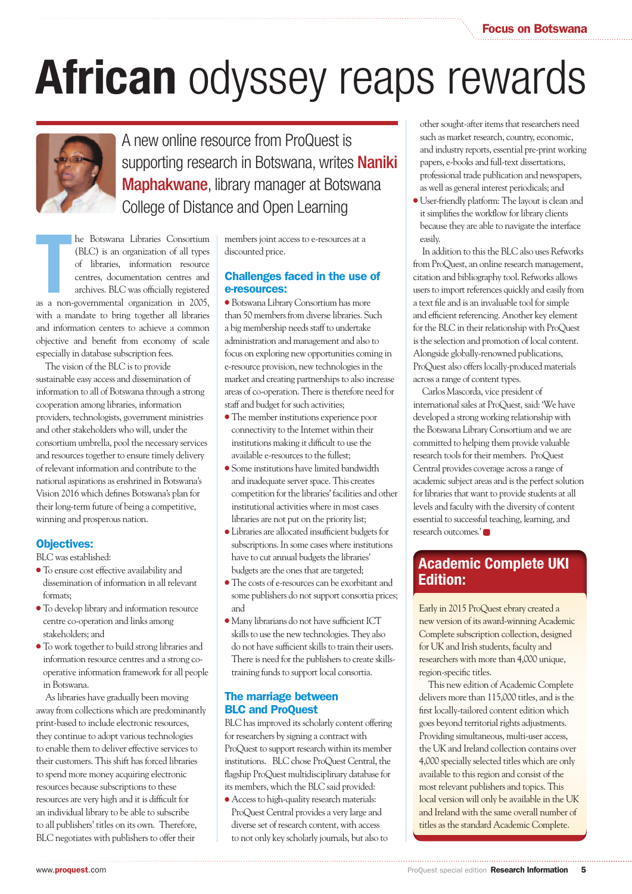# African odyssey reaps rewards

A new online resource from ProQuest is supporting research in Botswana, writes **Naniki Maphakwane**, library manager at Botswana College of Distance and Open Learning

The Botswana Libraries Consortium (BLC) is an organization of all types of libraries, information resource centres, documentation centres and archives. BLC was officially registered as a non-governmental organization in 2005, with a mandate to bring together all libraries and information centers to achieve a common objective and benefit from economy of scale especially in database subscription fees.

The vision of the BLC is to provide sustainable easy access and dissemination of information to all of Botswana through a strong cooperation among libraries, information providers, technologists, government ministries and other stakeholders who will, under the consortium umbrella, pool the necessary services and resources together to ensure timely delivery of relevant information and contribute to the national aspirations as enshrined in Botswana's Vision 2016 which defines Botswana's plan for their long-term future of being a competitive, winning and prosperous nation.

## Objectives:

BLC was established:

- To ensure cost effective availability and dissemination of information in all relevant formats;
- To develop library and information resource centre co-operation and links among stakeholders; and
- To work together to build strong libraries and information resource centres and a strong co-operative information framework for all people in Botswana.

As libraries have gradually been moving away from collections which are predominantly print-based to include electronic resources, they continue to adopt various technologies to enable them to deliver effective services to their customers. This shift has forced libraries to spend more money acquiring electronic resources because subscriptions to these resources are very high and it is difficult for an individual library to be able to subscribe to all publishers' titles on its own. Therefore, BLC negotiates with publishers to offer their members joint access to e-resources at a discounted price.

## Challenges faced in the use of e-resources:

- Botswana Library Consortium has more than 50 members from diverse libraries. Such a big membership needs staff to undertake administration and management and also to focus on exploring new opportunities coming in e-resource provision, new technologies in the market and creating partnerships to also increase areas of co-operation. There is therefore need for staff and budget for such activities;
- The member institutions experience poor connectivity to the Internet within their institutions making it difficult to use the available e-resources to the fullest;
- Some institutions have limited bandwidth and inadequate server space. This creates competition for the libraries' facilities and other institutional activities where in most cases libraries are not put on the priority list;
- Libraries are allocated insufficient budgets for subscriptions. In some cases where institutions have to cut annual budgets the libraries' budgets are the ones that are targeted;
- The costs of e-resources can be exorbitant and some publishers do not support consortia prices; and
- Many librarians do not have sufficient ICT skills to use the new technologies. They also do not have sufficient skills to train their users. There is need for the publishers to create skills-training funds to support local consortia.

## The marriage between BLC and ProQuest

BLC has improved its scholarly content offering for researchers by signing a contract with ProQuest to support research within its member institutions. BLC chose ProQuest Central, the flagship ProQuest multidisciplinary database for its members, which the BLC said provided:

- Access to high-quality research materials: ProQuest Central provides a very large and diverse set of research content, with access to not only key scholarly journals, but also to other sought-after items that researchers need such as market research, country, economic, and industry reports, essential pre-print working papers, e-books and full-text dissertations, professional trade publication and newspapers, as well as general interest periodicals; and
- User-friendly platform: The layout is clean and it simplifies the workflow for library clients because they are able to navigate the interface easily.

In addition to this the BLC also uses Refworks from ProQuest, an online research management, citation and bibliography tool. Refworks allows users to import references quickly and easily from a text file and is an invaluable tool for simple and efficient referencing. Another key element for the BLC in their relationship with ProQuest is the selection and promotion of local content. Alongside globally-renowned publications, ProQuest also offers locally-produced materials across a range of content types.

Carlos Mascorda, vice president of international sales at ProQuest, said: 'We have developed a strong working relationship with the Botswana Library Consortium and we are committed to helping them provide valuable research tools for their members. ProQuest Central provides coverage across a range of academic subject areas and is the perfect solution for libraries that want to provide students at all levels and faculty with the diversity of content essential to successful teaching, learning, and research outcomes.'

## Academic Complete UKI Edition:

Early in 2015 ProQuest ebrary created a new version of its award-winning Academic Complete subscription collection, designed for UK and Irish students, faculty and researchers with more than 4,000 unique, region-specific titles.

This new edition of Academic Complete delivers more than 115,000 titles, and is the first locally-tailored content edition which goes beyond territorial rights adjustments. Providing simultaneous, multi-user access, the UK and Ireland collection contains over 4,000 specially selected titles which are only available to this region and consist of the most relevant publishers and topics. This local version will only be available in the UK and Ireland with the same overall number of titles as the standard Academic Complete.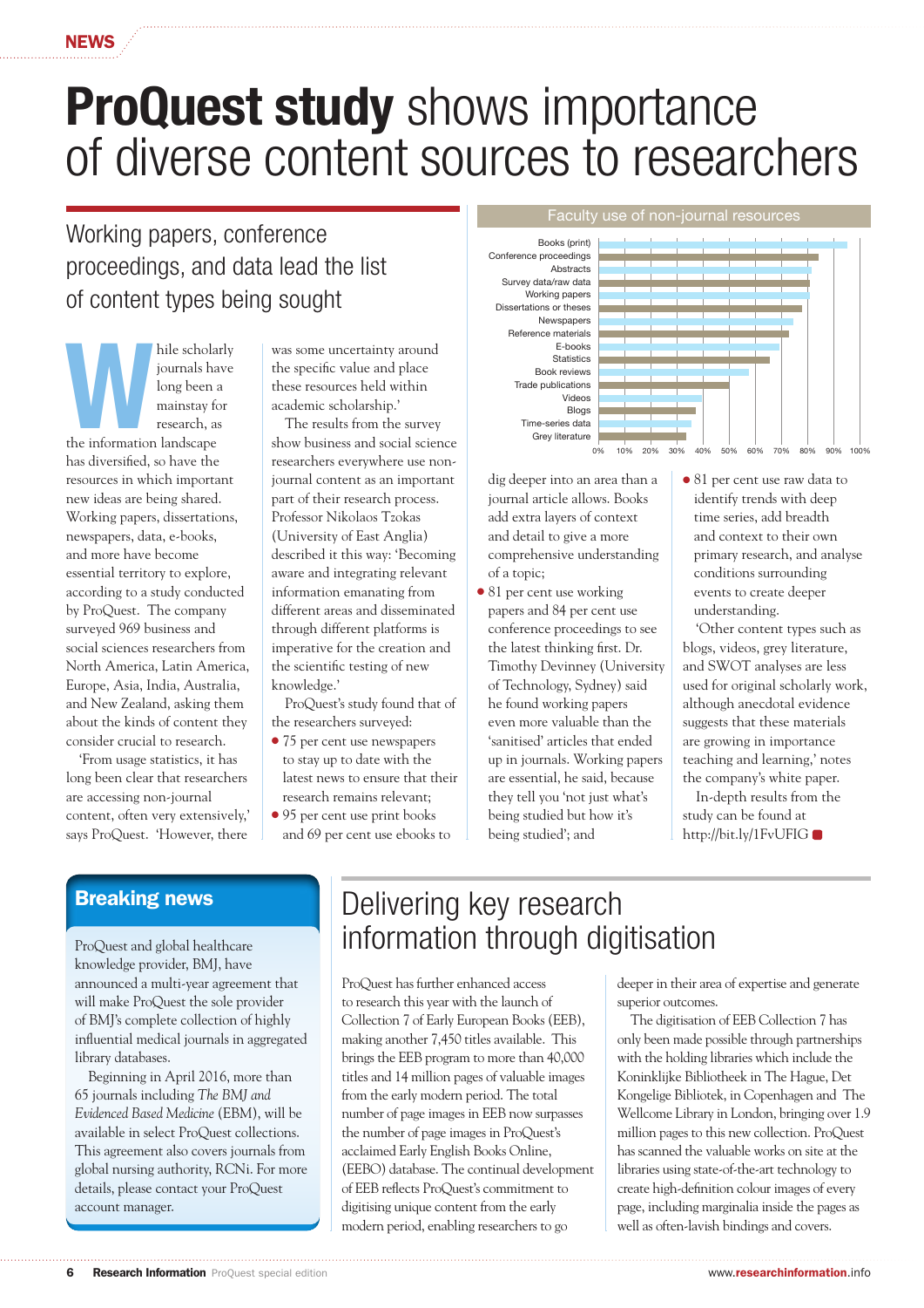NEWS

# **ProQuest study** shows importance of diverse content sources to researchers

## Working papers, conference proceedings, and data lead the list of content types being sought

While scholarly journals have long been a mainstay for research, as the information landscape has diversified, so have the resources in which important new ideas are being shared. Working papers, dissertations, newspapers, data, e-books, and more have become essential territory to explore, according to a study conducted by ProQuest. The company surveyed 969 business and social sciences researchers from North America, Latin America, Europe, Asia, India, Australia, and New Zealand, asking them about the kinds of content they consider crucial to research.

'From usage statistics, it has long been clear that researchers are accessing non-journal content, often very extensively,' says ProQuest. 'However, there was some uncertainty around the specific value and place these resources held within academic scholarship.'

The results from the survey show business and social science researchers everywhere use non-journal content as an important part of their research process. Professor Nikolaos Tzokas (University of East Anglia) described it this way: 'Becoming aware and integrating relevant information emanating from different areas and disseminated through different platforms is imperative for the creation and the scientific testing of new knowledge.'

ProQuest's study found that of the researchers surveyed:

- 75 per cent use newspapers to stay up to date with the latest news to ensure that their research remains relevant;
- 95 per cent use print books and 69 per cent use ebooks to dig deeper into an area than a journal article allows. Books add extra layers of context and detail to give a more comprehensive understanding of a topic;
- 81 per cent use working papers and 84 per cent use conference proceedings to see the latest thinking first. Dr. Timothy Devinney (University of Technology, Sydney) said he found working papers even more valuable than the 'sanitised' articles that ended up in journals. Working papers are essential, he said, because they tell you 'not just what's being studied but how it's being studied'; and
- 81 per cent use raw data to identify trends with deep time series, add breadth and context to their own primary research, and analyse conditions surrounding events to create deeper understanding.

'Other content types such as blogs, videos, grey literature, and SWOT analyses are less used for original scholarly work, although anecdotal evidence suggests that these materials are growing in importance teaching and learning,' notes the company's white paper.

In-depth results from the study can be found at http://bit.ly/1FvUFIG

**Faculty use of non-journal resources**

Categories (bar chart, 0%–100%): Books (print), Conference proceedings, Abstracts, Survey data/raw data, Working papers, Dissertations or theses, Newspapers, Reference materials, E-books, Statistics, Book reviews, Trade publications, Videos, Blogs, Time-series data, Grey literature

## Breaking news

ProQuest and global healthcare knowledge provider, BMJ, have announced a multi-year agreement that will make ProQuest the sole provider of BMJ's complete collection of highly influential medical journals in aggregated library databases.

Beginning in April 2016, more than 65 journals including *The BMJ* and *Evidenced Based Medicine* (EBM), will be available in select ProQuest collections. This agreement also covers journals from global nursing authority, RCNi. For more details, please contact your ProQuest account manager.

## Delivering key research information through digitisation

ProQuest has further enhanced access to research this year with the launch of Collection 7 of Early European Books (EEB), making another 7,450 titles available. This brings the EEB program to more than 40,000 titles and 14 million pages of valuable images from the early modern period. The total number of page images in EEB now surpasses the number of page images in ProQuest's acclaimed Early English Books Online, (EEBO) database. The continual development of EEB reflects ProQuest's commitment to digitising unique content from the early modern period, enabling researchers to go deeper in their area of expertise and generate superior outcomes.

The digitisation of EEB Collection 7 has only been made possible through partnerships with the holding libraries which include the Koninklijke Bibliotheek in The Hague, Det Kongelige Bibliotek, in Copenhagen and The Wellcome Library in London, bringing over 1.9 million pages to this new collection. ProQuest has scanned the valuable works on site at the libraries using state-of-the-art technology to create high-definition colour images of every page, including marginalia inside the pages as well as often-lavish bindings and covers.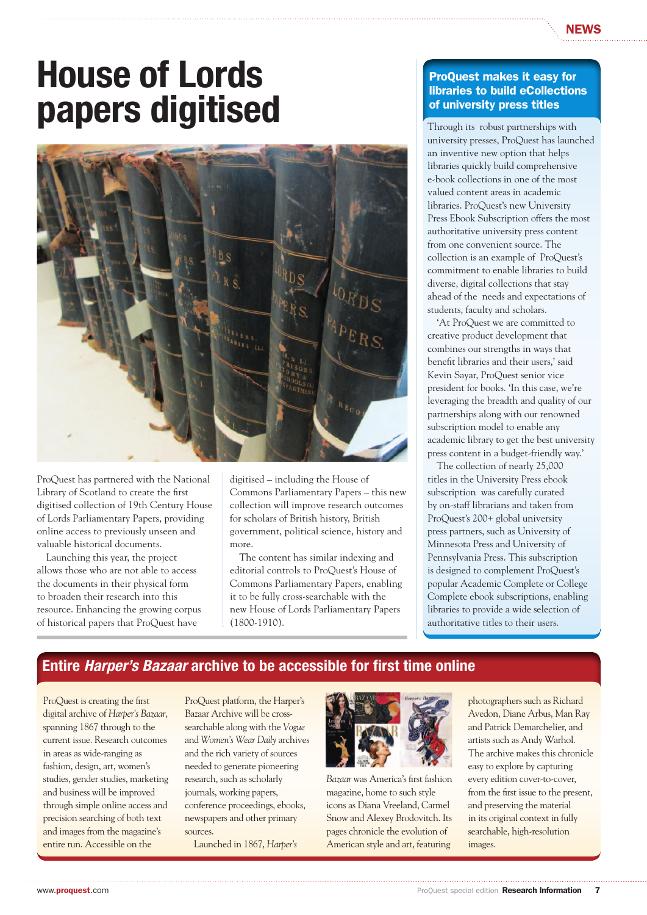# House of Lords papers digitised

ProQuest has partnered with the National Library of Scotland to create the first digitised collection of 19th Century House of Lords Parliamentary Papers, providing online access to previously unseen and valuable historical documents.

Launching this year, the project allows those who are not able to access the documents in their physical form to broaden their research into this resource. Enhancing the growing corpus of historical papers that ProQuest have digitised – including the House of Commons Parliamentary Papers – this new collection will improve research outcomes for scholars of British history, British government, political science, history and more.

The content has similar indexing and editorial controls to ProQuest's House of Commons Parliamentary Papers, enabling it to be fully cross-searchable with the new House of Lords Parliamentary Papers (1800-1910).

## ProQuest makes it easy for libraries to build eCollections of university press titles

Through its robust partnerships with university presses, ProQuest has launched an inventive new option that helps libraries quickly build comprehensive e-book collections in one of the most valued content areas in academic libraries. ProQuest's new University Press Ebook Subscription offers the most authoritative university press content from one convenient source. The collection is an example of ProQuest's commitment to enable libraries to build diverse, digital collections that stay ahead of the needs and expectations of students, faculty and scholars.

'At ProQuest we are committed to creative product development that combines our strengths in ways that benefit libraries and their users,' said Kevin Sayar, ProQuest senior vice president for books. 'In this case, we're leveraging the breadth and quality of our partnerships along with our renowned subscription model to enable any academic library to get the best university press content in a budget-friendly way.'

The collection of nearly 25,000 titles in the University Press ebook subscription was carefully curated by on-staff librarians and taken from ProQuest's 200+ global university press partners, such as University of Minnesota Press and University of Pennsylvania Press. This subscription is designed to complement ProQuest's popular Academic Complete or College Complete ebook subscriptions, enabling libraries to provide a wide selection of authoritative titles to their users.

## Entire *Harper's Bazaar* archive to be accessible for first time online

ProQuest is creating the first digital archive of *Harper's Bazaar*, spanning 1867 through to the current issue. Research outcomes in areas as wide-ranging as fashion, design, art, women's studies, gender studies, marketing and business will be improved through simple online access and precision searching of both text and images from the magazine's entire run. Accessible on the ProQuest platform, the Harper's Bazaar Archive will be cross-searchable along with the *Vogue* and *Women's Wear Daily* archives and the rich variety of sources needed to generate pioneering research, such as scholarly journals, working papers, conference proceedings, ebooks, newspapers and other primary sources.

Launched in 1867, *Harper's Bazaar* was America's first fashion magazine, home to such style icons as Diana Vreeland, Carmel Snow and Alexey Brodovitch. Its pages chronicle the evolution of American style and art, featuring photographers such as Richard Avedon, Diane Arbus, Man Ray and Patrick Demarchelier, and artists such as Andy Warhol. The archive makes this chronicle easy to explore by capturing every edition cover-to-cover, from the first issue to the present, and presenting the material in its original context in fully searchable, high-resolution images.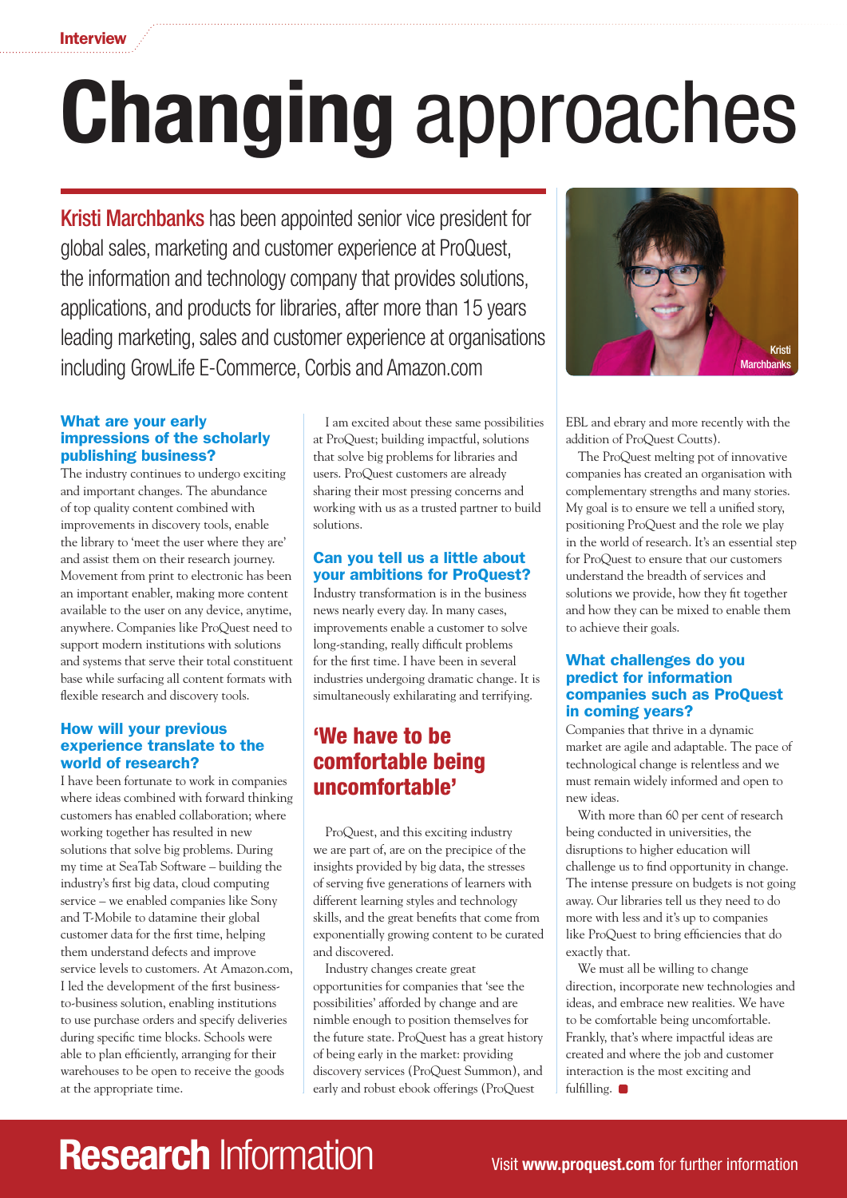Interview

# Changing approaches

**Kristi Marchbanks** has been appointed senior vice president for global sales, marketing and customer experience at ProQuest, the information and technology company that provides solutions, applications, and products for libraries, after more than 15 years leading marketing, sales and customer experience at organisations including GrowLife E-Commerce, Corbis and Amazon.com

Kristi Marchbanks

### What are your early impressions of the scholarly publishing business?

The industry continues to undergo exciting and important changes. The abundance of top quality content combined with improvements in discovery tools, enable the library to 'meet the user where they are' and assist them on their research journey. Movement from print to electronic has been an important enabler, making more content available to the user on any device, anytime, anywhere. Companies like ProQuest need to support modern institutions with solutions and systems that serve their total constituent base while surfacing all content formats with flexible research and discovery tools.

### How will your previous experience translate to the world of research?

I have been fortunate to work in companies where ideas combined with forward thinking customers has enabled collaboration; where working together has resulted in new solutions that solve big problems. During my time at SeaTab Software – building the industry's first big data, cloud computing service – we enabled companies like Sony and T-Mobile to datamine their global customer data for the first time, helping them understand defects and improve service levels to customers. At Amazon.com, I led the development of the first business-to-business solution, enabling institutions to use purchase orders and specify deliveries during specific time blocks. Schools were able to plan efficiently, arranging for their warehouses to be open to receive the goods at the appropriate time.

I am excited about these same possibilities at ProQuest; building impactful, solutions that solve big problems for libraries and users. ProQuest customers are already sharing their most pressing concerns and working with us as a trusted partner to build solutions.

### Can you tell us a little about your ambitions for ProQuest?

Industry transformation is in the business news nearly every day. In many cases, improvements enable a customer to solve long-standing, really difficult problems for the first time. I have been in several industries undergoing dramatic change. It is simultaneously exhilarating and terrifying.

## 'We have to be comfortable being uncomfortable'

ProQuest, and this exciting industry we are part of, are on the precipice of the insights provided by big data, the stresses of serving five generations of learners with different learning styles and technology skills, and the great benefits that come from exponentially growing content to be curated and discovered.

Industry changes create great opportunities for companies that 'see the possibilities' afforded by change and are nimble enough to position themselves for the future state. ProQuest has a great history of being early in the market: providing discovery services (ProQuest Summon), and early and robust ebook offerings (ProQuest EBL and ebrary and more recently with the addition of ProQuest Coutts).

The ProQuest melting pot of innovative companies has created an organisation with complementary strengths and many stories. My goal is to ensure we tell a unified story, positioning ProQuest and the role we play in the world of research. It's an essential step for ProQuest to ensure that our customers understand the breadth of services and solutions we provide, how they fit together and how they can be mixed to enable them to achieve their goals.

### What challenges do you predict for information companies such as ProQuest in coming years?

Companies that thrive in a dynamic market are agile and adaptable. The pace of technological change is relentless and we must remain widely informed and open to new ideas.

With more than 60 per cent of research being conducted in universities, the disruptions to higher education will challenge us to find opportunity in change. The intense pressure on budgets is not going away. Our libraries tell us they need to do more with less and it's up to companies like ProQuest to bring efficiencies that do exactly that.

We must all be willing to change direction, incorporate new technologies and ideas, and embrace new realities. We have to be comfortable being uncomfortable. Frankly, that's where impactful ideas are created and where the job and customer interaction is the most exciting and fulfilling.

Visit **www.proquest.com** for further information